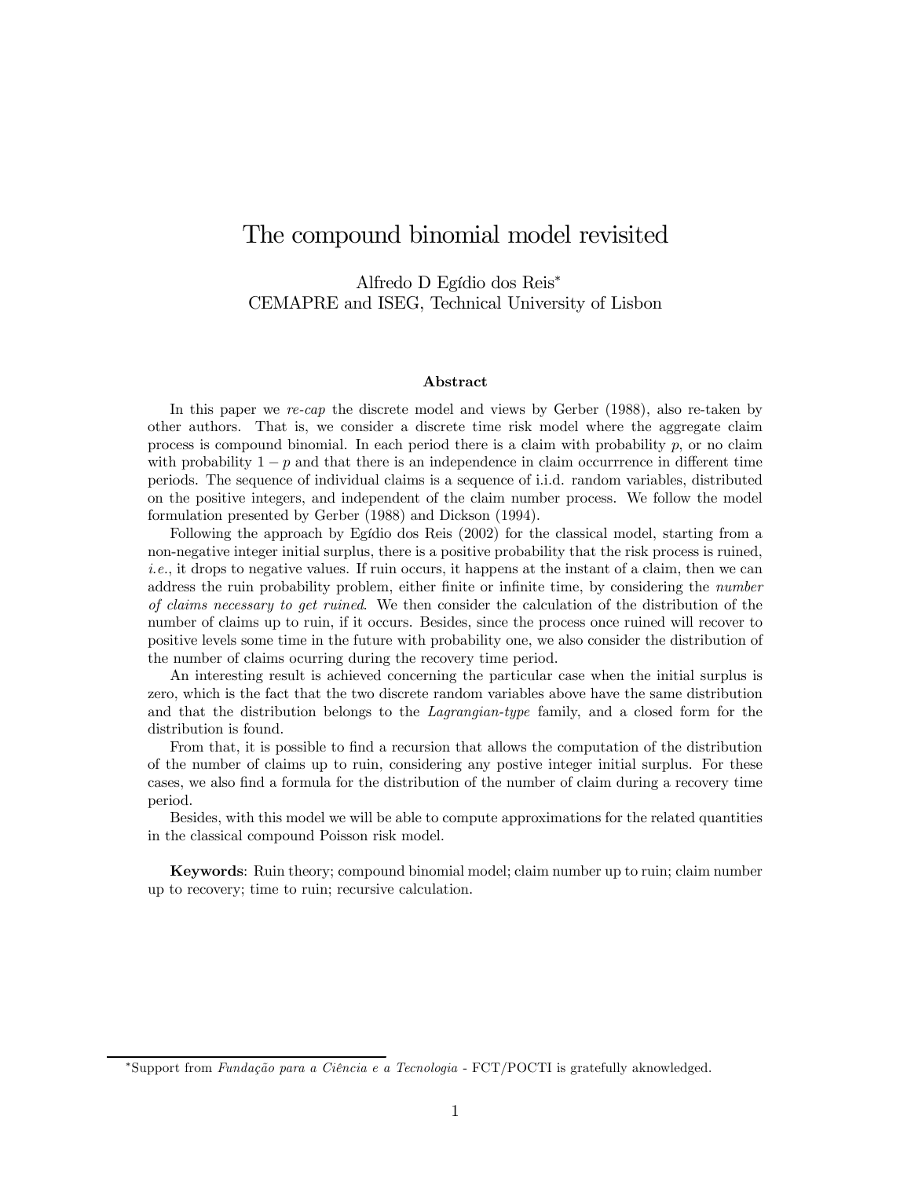# The compound binomial model revisited

Alfredo D Egídio dos Reis*
CEMAPRE and ISEG, Technical University of Lisbon

### Abstract

In this paper we *re-cap* the discrete model and views by Gerber (1988), also re-taken by other authors. That is, we consider a discrete time risk model where the aggregate claim process is compound binomial. In each period there is a claim with probability $p$, or no claim with probability $1 - p$ and that there is an independence in claim occurrrence in different time periods. The sequence of individual claims is a sequence of i.i.d. random variables, distributed on the positive integers, and independent of the claim number process. We follow the model formulation presented by Gerber (1988) and Dickson (1994).

Following the approach by Egídio dos Reis (2002) for the classical model, starting from a non-negative integer initial surplus, there is a positive probability that the risk process is ruined, *i.e.*, it drops to negative values. If ruin occurs, it happens at the instant of a claim, then we can address the ruin probability problem, either finite or infinite time, by considering the *number of claims necessary to get ruined*. We then consider the calculation of the distribution of the number of claims up to ruin, if it occurs. Besides, since the process once ruined will recover to positive levels some time in the future with probability one, we also consider the distribution of the number of claims ocurring during the recovery time period.

An interesting result is achieved concerning the particular case when the initial surplus is zero, which is the fact that the two discrete random variables above have the same distribution and that the distribution belongs to the *Lagrangian-type* family, and a closed form for the distribution is found.

From that, it is possible to find a recursion that allows the computation of the distribution of the number of claims up to ruin, considering any postive integer initial surplus. For these cases, we also find a formula for the distribution of the number of claim during a recovery time period.

Besides, with this model we will be able to compute approximations for the related quantities in the classical compound Poisson risk model.

**Keywords**: Ruin theory; compound binomial model; claim number up to ruin; claim number up to recovery; time to ruin; recursive calculation.

*Support from *Fundação para a Ciência e a Tecnologia* - FCT/POCTI is gratefully aknowledged.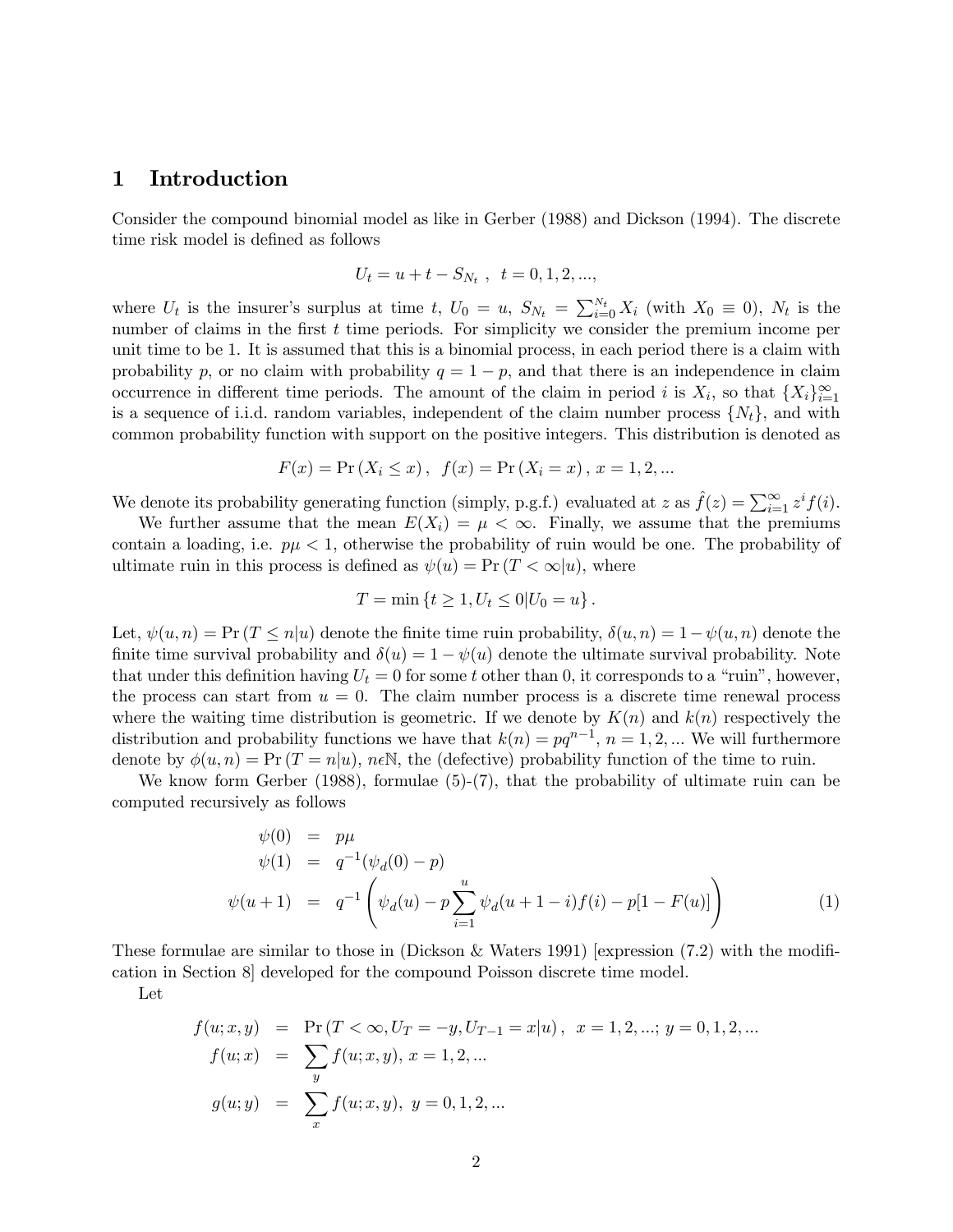# 1 Introduction

Consider the compound binomial model as like in Gerber (1988) and Dickson (1994). The discrete time risk model is defined as follows

$$U_t = u + t - S_{N_t}\ ,\ \ t = 0, 1, 2, ...,$$

where $U_t$ is the insurer's surplus at time $t$, $U_0 = u$, $S_{N_t} = \sum_{i=0}^{N_t} X_i$ (with $X_0 \equiv 0$), $N_t$ is the number of claims in the first $t$ time periods. For simplicity we consider the premium income per unit time to be 1. It is assumed that this is a binomial process, in each period there is a claim with probability $p$, or no claim with probability $q = 1 - p$, and that there is an independence in claim occurrence in different time periods. The amount of the claim in period $i$ is $X_i$, so that $\{X_i\}_{i=1}^{\infty}$ is a sequence of i.i.d. random variables, independent of the claim number process $\{N_t\}$, and with common probability function with support on the positive integers. This distribution is denoted as

$$F(x) = \Pr(X_i \leq x)\,,\ \ f(x) = \Pr(X_i = x)\,,\ x = 1, 2, ...$$

We denote its probability generating function (simply, p.g.f.) evaluated at $z$ as $\hat{f}(z) = \sum_{i=1}^{\infty} z^i f(i)$.

We further assume that the mean $E(X_i) = \mu < \infty$. Finally, we assume that the premiums contain a loading, i.e. $p\mu < 1$, otherwise the probability of ruin would be one. The probability of ultimate ruin in this process is defined as $\psi(u) = \Pr(T < \infty | u)$, where

$$T = \min\{t \geq 1, U_t \leq 0 | U_0 = u\}\,.$$

Let, $\psi(u, n) = \Pr(T \leq n | u)$ denote the finite time ruin probability, $\delta(u, n) = 1 - \psi(u, n)$ denote the finite time survival probability and $\delta(u) = 1 - \psi(u)$ denote the ultimate survival probability. Note that under this definition having $U_t = 0$ for some $t$ other than 0, it corresponds to a "ruin", however, the process can start from $u = 0$. The claim number process is a discrete time renewal process where the waiting time distribution is geometric. If we denote by $K(n)$ and $k(n)$ respectively the distribution and probability functions we have that $k(n) = pq^{n-1}$, $n = 1, 2, ...$ We will furthermore denote by $\phi(u, n) = \Pr(T = n | u)$, $n \epsilon \mathbb{N}$, the (defective) probability function of the time to ruin.

We know form Gerber (1988), formulae (5)-(7), that the probability of ultimate ruin can be computed recursively as follows

$$\begin{aligned}
\psi(0) &= p\mu \\
\psi(1) &= q^{-1}(\psi_d(0) - p) \\
\psi(u+1) &= q^{-1}\left(\psi_d(u) - p\sum_{i=1}^{u}\psi_d(u+1-i)f(i) - p[1 - F(u)]\right)
\end{aligned} \tag{1}$$

These formulae are similar to those in (Dickson & Waters 1991) [expression (7.2) with the modification in Section 8] developed for the compound Poisson discrete time model.

Let

$$\begin{aligned}
f(u; x, y) &= \Pr(T < \infty, U_T = -y, U_{T-1} = x | u)\,,\ \ x = 1, 2, ...;\ y = 0, 1, 2, ... \\
f(u; x) &= \sum_y f(u; x, y),\ x = 1, 2, ... \\
g(u; y) &= \sum_x f(u; x, y),\ y = 0, 1, 2, ...
\end{aligned}$$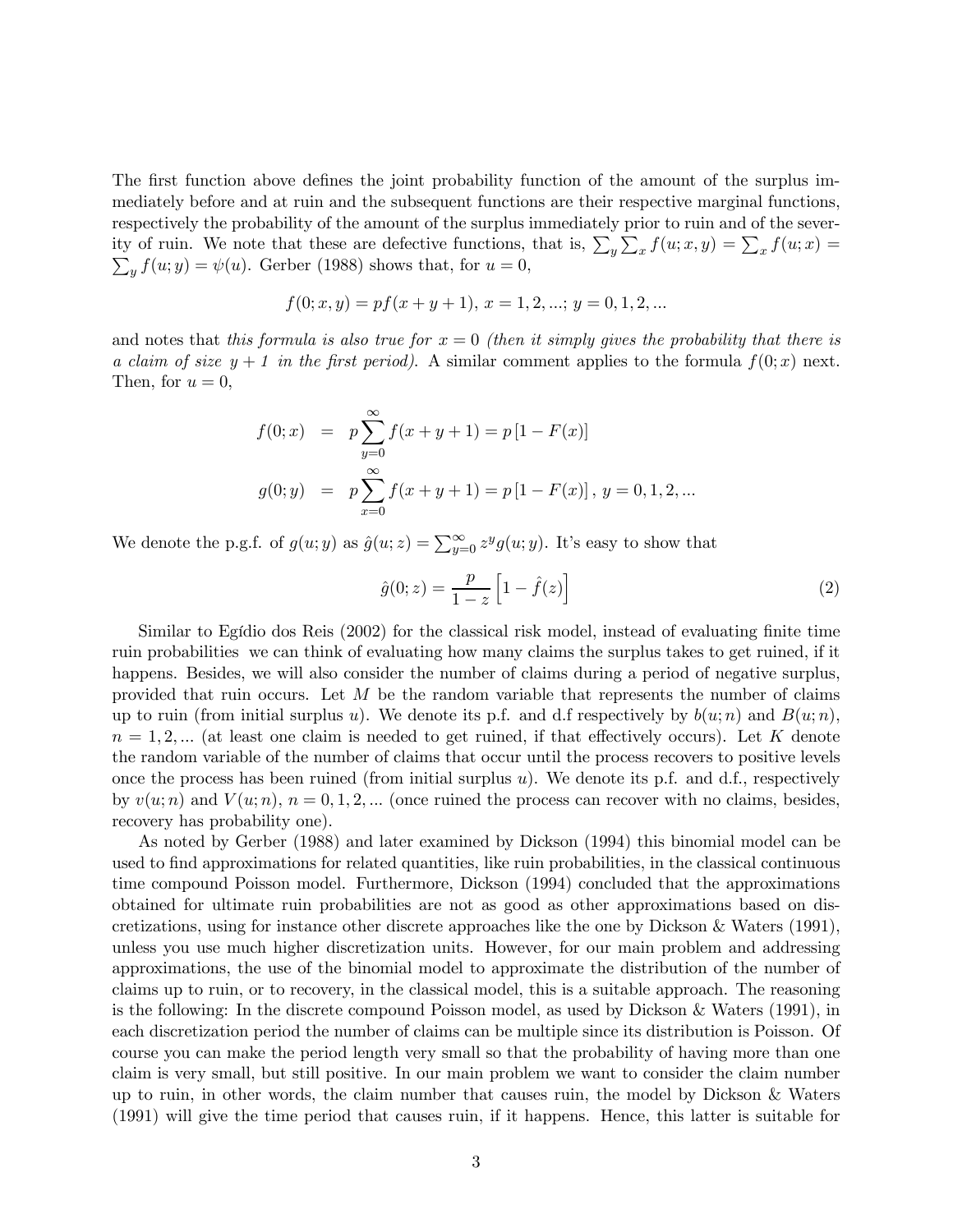The first function above defines the joint probability function of the amount of the surplus immediately before and at ruin and the subsequent functions are their respective marginal functions, respectively the probability of the amount of the surplus immediately prior to ruin and of the severity of ruin. We note that these are defective functions, that is, $\sum_y \sum_x f(u;x,y) = \sum_x f(u;x) = \sum_y f(u;y) = \psi(u)$. Gerber (1988) shows that, for $u = 0$,

$$f(0;x,y) = pf(x+y+1),\ x = 1,2,...;\ y = 0,1,2,...$$

and notes that *this formula is also true for $x = 0$ (then it simply gives the probability that there is a claim of size $y+1$ in the first period).* A similar comment applies to the formula $f(0;x)$ next. Then, for $u = 0$,

$$\begin{aligned} f(0;x) &= p\sum_{y=0}^{\infty} f(x+y+1) = p\left[1 - F(x)\right] \\ g(0;y) &= p\sum_{x=0}^{\infty} f(x+y+1) = p\left[1 - F(x)\right],\ y = 0,1,2,... \end{aligned}$$

We denote the p.g.f. of $g(u;y)$ as $\hat{g}(u;z) = \sum_{y=0}^{\infty} z^y g(u;y)$. It's easy to show that

$$\hat{g}(0;z) = \frac{p}{1-z}\left[1 - \hat{f}(z)\right] \tag{2}$$

Similar to Egídio dos Reis (2002) for the classical risk model, instead of evaluating finite time ruin probabilities we can think of evaluating how many claims the surplus takes to get ruined, if it happens. Besides, we will also consider the number of claims during a period of negative surplus, provided that ruin occurs. Let $M$ be the random variable that represents the number of claims up to ruin (from initial surplus $u$). We denote its p.f. and d.f respectively by $b(u;n)$ and $B(u;n)$, $n = 1,2,...$ (at least one claim is needed to get ruined, if that effectively occurs). Let $K$ denote the random variable of the number of claims that occur until the process recovers to positive levels once the process has been ruined (from initial surplus $u$). We denote its p.f. and d.f., respectively by $v(u;n)$ and $V(u;n)$, $n = 0,1,2,...$ (once ruined the process can recover with no claims, besides, recovery has probability one).

As noted by Gerber (1988) and later examined by Dickson (1994) this binomial model can be used to find approximations for related quantities, like ruin probabilities, in the classical continuous time compound Poisson model. Furthermore, Dickson (1994) concluded that the approximations obtained for ultimate ruin probabilities are not as good as other approximations based on discretizations, using for instance other discrete approaches like the one by Dickson & Waters (1991), unless you use much higher discretization units. However, for our main problem and addressing approximations, the use of the binomial model to approximate the distribution of the number of claims up to ruin, or to recovery, in the classical model, this is a suitable approach. The reasoning is the following: In the discrete compound Poisson model, as used by Dickson & Waters (1991), in each discretization period the number of claims can be multiple since its distribution is Poisson. Of course you can make the period length very small so that the probability of having more than one claim is very small, but still positive. In our main problem we want to consider the claim number up to ruin, in other words, the claim number that causes ruin, the model by Dickson & Waters (1991) will give the time period that causes ruin, if it happens. Hence, this latter is suitable for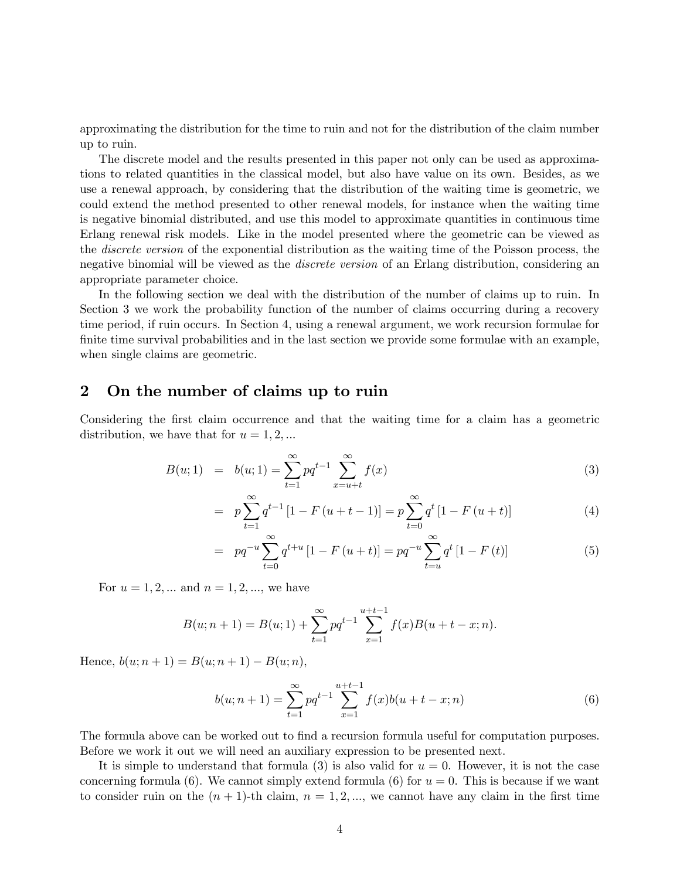approximating the distribution for the time to ruin and not for the distribution of the claim number up to ruin.

The discrete model and the results presented in this paper not only can be used as approximations to related quantities in the classical model, but also have value on its own. Besides, as we use a renewal approach, by considering that the distribution of the waiting time is geometric, we could extend the method presented to other renewal models, for instance when the waiting time is negative binomial distributed, and use this model to approximate quantities in continuous time Erlang renewal risk models. Like in the model presented where the geometric can be viewed as the *discrete version* of the exponential distribution as the waiting time of the Poisson process, the negative binomial will be viewed as the *discrete version* of an Erlang distribution, considering an appropriate parameter choice.

In the following section we deal with the distribution of the number of claims up to ruin. In Section 3 we work the probability function of the number of claims occurring during a recovery time period, if ruin occurs. In Section 4, using a renewal argument, we work recursion formulae for finite time survival probabilities and in the last section we provide some formulae with an example, when single claims are geometric.

## 2 On the number of claims up to ruin

Considering the first claim occurrence and that the waiting time for a claim has a geometric distribution, we have that for $u = 1, 2, ...$

$$B(u;1) = b(u;1) = \sum_{t=1}^{\infty} pq^{t-1} \sum_{x=u+t}^{\infty} f(x) \tag{3}$$

$$= p\sum_{t=1}^{\infty} q^{t-1}\left[1 - F\left(u+t-1\right)\right] = p\sum_{t=0}^{\infty} q^{t}\left[1 - F\left(u+t\right)\right] \tag{4}$$

$$= pq^{-u}\sum_{t=0}^{\infty} q^{t+u}\left[1 - F\left(u+t\right)\right] = pq^{-u}\sum_{t=u}^{\infty} q^{t}\left[1 - F\left(t\right)\right] \tag{5}$$

For $u = 1, 2, ...$ and $n = 1, 2, ...$, we have

$$B(u;n+1) = B(u;1) + \sum_{t=1}^{\infty} pq^{t-1} \sum_{x=1}^{u+t-1} f(x) B(u+t-x;n).$$

Hence, $b(u;n+1) = B(u;n+1) - B(u;n)$,

$$b(u;n+1) = \sum_{t=1}^{\infty} pq^{t-1} \sum_{x=1}^{u+t-1} f(x) b(u+t-x;n) \tag{6}$$

The formula above can be worked out to find a recursion formula useful for computation purposes. Before we work it out we will need an auxiliary expression to be presented next.

It is simple to understand that formula (3) is also valid for $u = 0$. However, it is not the case concerning formula (6). We cannot simply extend formula (6) for $u = 0$. This is because if we want to consider ruin on the $(n+1)$-th claim, $n = 1, 2, ...$, we cannot have any claim in the first time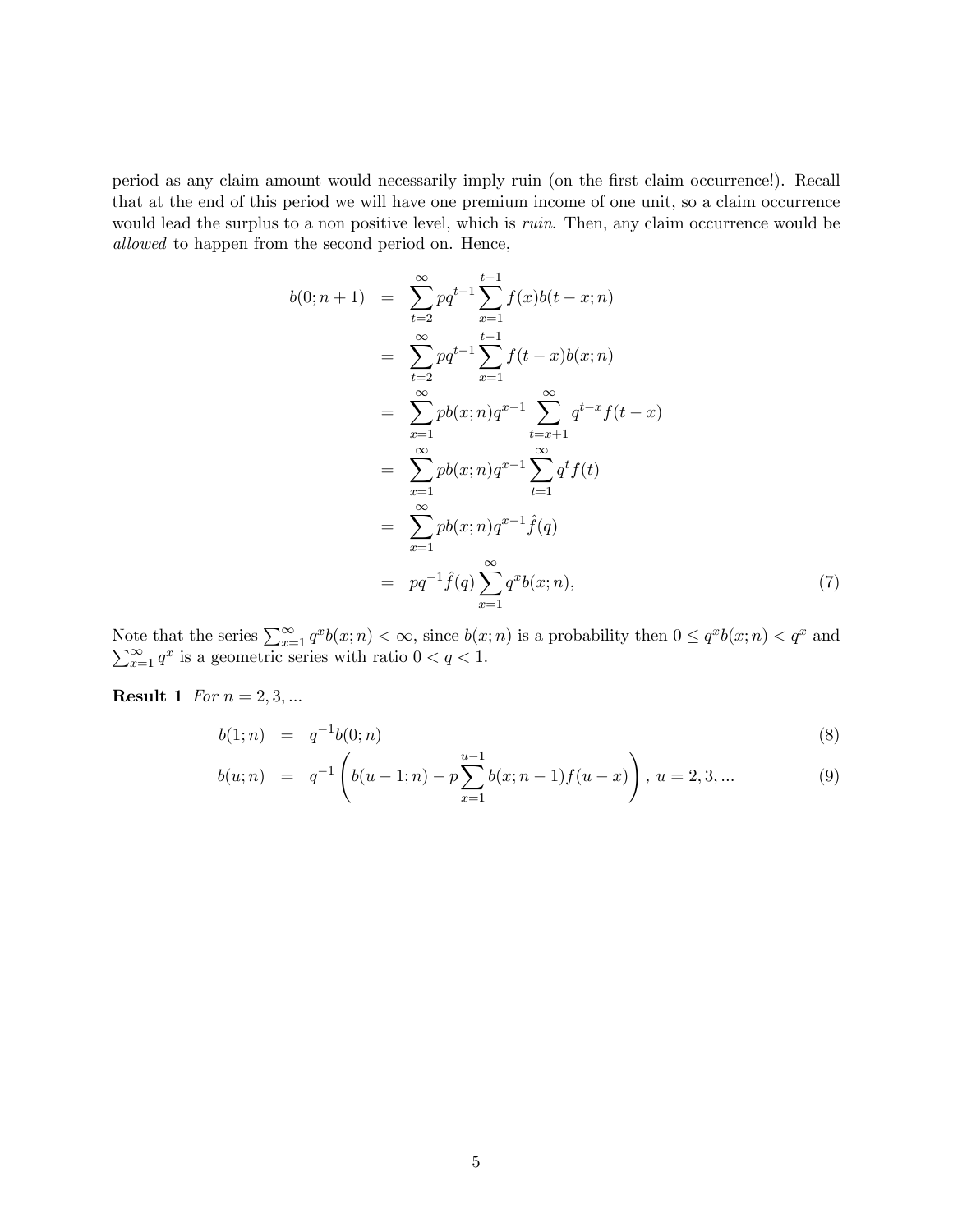period as any claim amount would necessarily imply ruin (on the first claim occurrence!). Recall that at the end of this period we will have one premium income of one unit, so a claim occurrence would lead the surplus to a non positive level, which is *ruin*. Then, any claim occurrence would be *allowed* to happen from the second period on. Hence,

$$
\begin{aligned}
b(0;n+1) &= \sum_{t=2}^{\infty} pq^{t-1} \sum_{x=1}^{t-1} f(x) b(t-x;n) \\
&= \sum_{t=2}^{\infty} pq^{t-1} \sum_{x=1}^{t-1} f(t-x) b(x;n) \\
&= \sum_{x=1}^{\infty} pb(x;n) q^{x-1} \sum_{t=x+1}^{\infty} q^{t-x} f(t-x) \\
&= \sum_{x=1}^{\infty} pb(x;n) q^{x-1} \sum_{t=1}^{\infty} q^{t} f(t) \\
&= \sum_{x=1}^{\infty} pb(x;n) q^{x-1} \hat{f}(q) \\
&= pq^{-1} \hat{f}(q) \sum_{x=1}^{\infty} q^{x} b(x;n),
\end{aligned}
\tag{7}
$$

Note that the series $\sum_{x=1}^{\infty} q^x b(x;n) < \infty$, since $b(x;n)$ is a probability then $0 \leq q^x b(x;n) < q^x$ and $\sum_{x=1}^{\infty} q^x$ is a geometric series with ratio $0 < q < 1$.

**Result 1** *For* $n = 2, 3, \ldots$

$$
b(1;n) = q^{-1} b(0;n) \tag{8}
$$

$$
b(u;n) = q^{-1} \left( b(u-1;n) - p \sum_{x=1}^{u-1} b(x;n-1) f(u-x) \right), \; u = 2, 3, \ldots \tag{9}
$$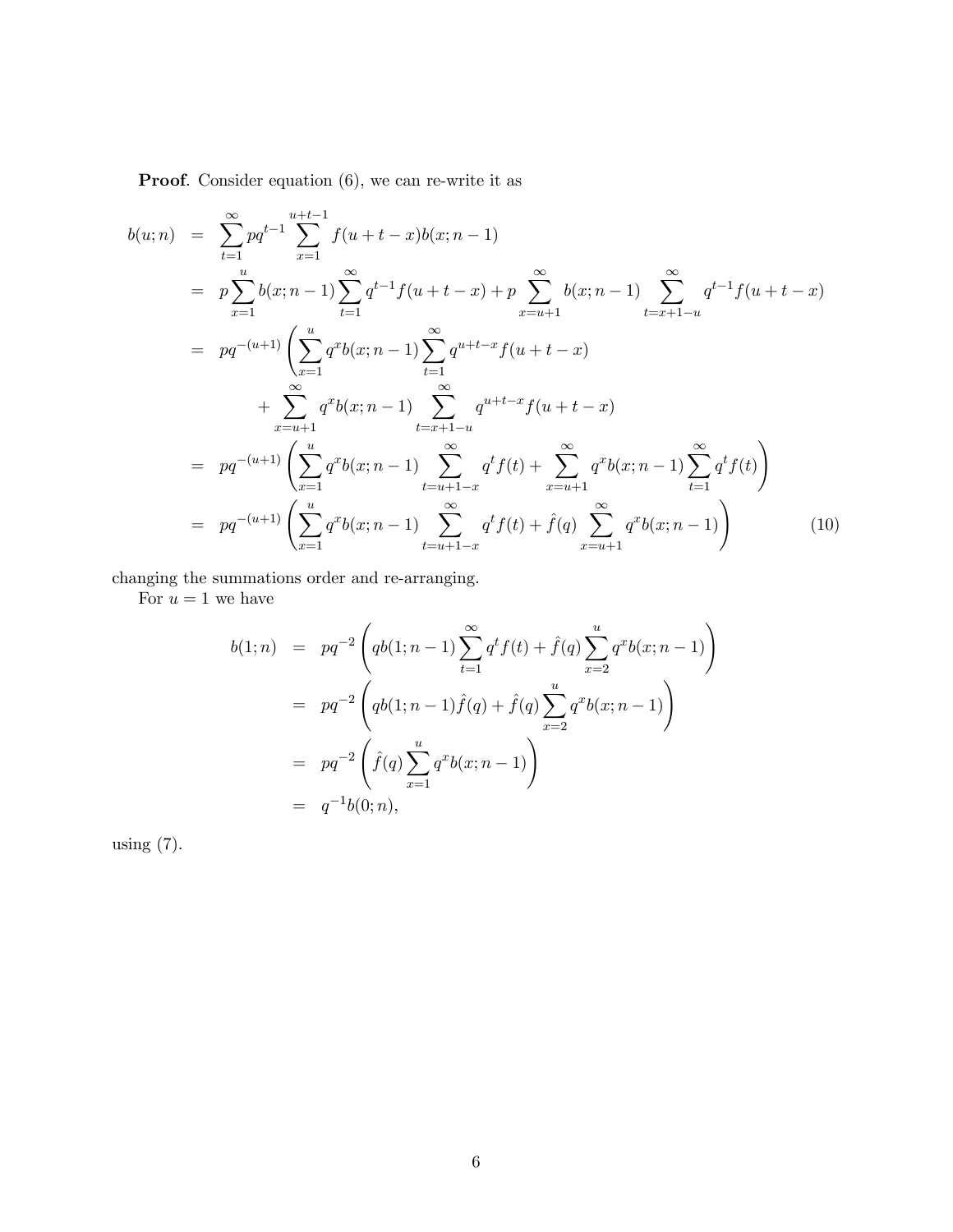**Proof**. Consider equation (6), we can re-write it as

$$
\begin{aligned}
b(u;n) &= \sum_{t=1}^{\infty} pq^{t-1} \sum_{x=1}^{u+t-1} f(u+t-x) b(x;n-1) \\
&= p \sum_{x=1}^{u} b(x;n-1) \sum_{t=1}^{\infty} q^{t-1} f(u+t-x) + p \sum_{x=u+1}^{\infty} b(x;n-1) \sum_{t=x+1-u}^{\infty} q^{t-1} f(u+t-x) \\
&= pq^{-(u+1)} \left( \sum_{x=1}^{u} q^x b(x;n-1) \sum_{t=1}^{\infty} q^{u+t-x} f(u+t-x) \right. \\
&\qquad \left. + \sum_{x=u+1}^{\infty} q^x b(x;n-1) \sum_{t=x+1-u}^{\infty} q^{u+t-x} f(u+t-x) \right) \\
&= pq^{-(u+1)} \left( \sum_{x=1}^{u} q^x b(x;n-1) \sum_{t=u+1-x}^{\infty} q^t f(t) + \sum_{x=u+1}^{\infty} q^x b(x;n-1) \sum_{t=1}^{\infty} q^t f(t) \right) \\
&= pq^{-(u+1)} \left( \sum_{x=1}^{u} q^x b(x;n-1) \sum_{t=u+1-x}^{\infty} q^t f(t) + \hat{f}(q) \sum_{x=u+1}^{\infty} q^x b(x;n-1) \right)
\end{aligned} \tag{10}
$$

changing the summations order and re-arranging.

For $u = 1$ we have

$$
\begin{aligned}
b(1;n) &= pq^{-2} \left( qb(1;n-1) \sum_{t=1}^{\infty} q^t f(t) + \hat{f}(q) \sum_{x=2}^{u} q^x b(x;n-1) \right) \\
&= pq^{-2} \left( qb(1;n-1) \hat{f}(q) + \hat{f}(q) \sum_{x=2}^{u} q^x b(x;n-1) \right) \\
&= pq^{-2} \left( \hat{f}(q) \sum_{x=1}^{u} q^x b(x;n-1) \right) \\
&= q^{-1} b(0;n),
\end{aligned}
$$

using (7).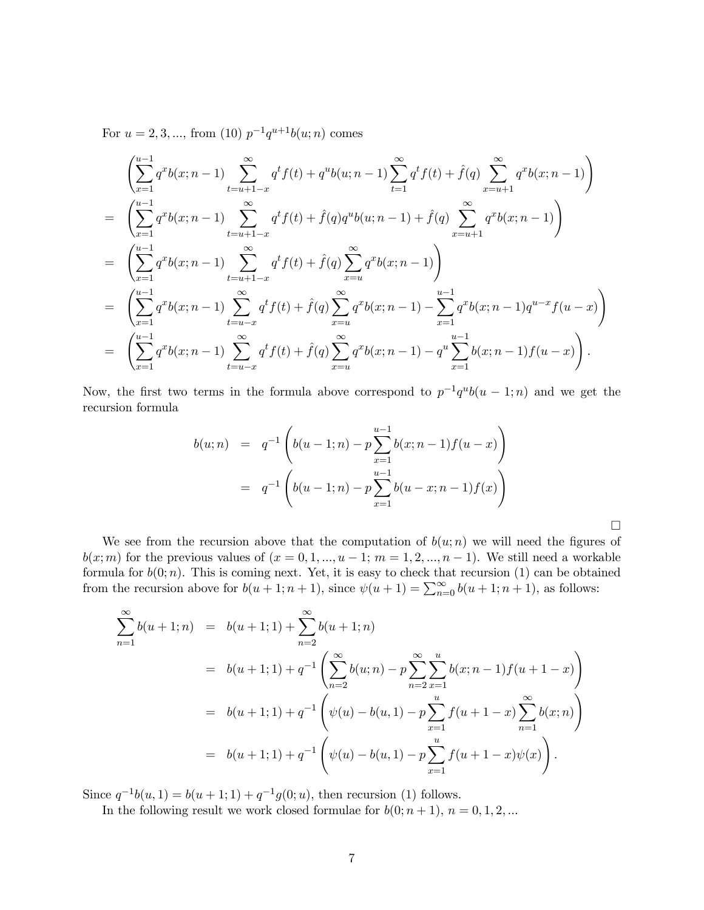For $u = 2, 3, ...$, from (10) $p^{-1}q^{u+1}b(u;n)$ comes

$$
\begin{aligned}
& \left( \sum_{x=1}^{u-1} q^x b(x;n-1) \sum_{t=u+1-x}^{\infty} q^t f(t) + q^u b(u;n-1) \sum_{t=1}^{\infty} q^t f(t) + \hat{f}(q) \sum_{x=u+1}^{\infty} q^x b(x;n-1) \right) \\
= & \left( \sum_{x=1}^{u-1} q^x b(x;n-1) \sum_{t=u+1-x}^{\infty} q^t f(t) + \hat{f}(q) q^u b(u;n-1) + \hat{f}(q) \sum_{x=u+1}^{\infty} q^x b(x;n-1) \right) \\
= & \left( \sum_{x=1}^{u-1} q^x b(x;n-1) \sum_{t=u+1-x}^{\infty} q^t f(t) + \hat{f}(q) \sum_{x=u}^{\infty} q^x b(x;n-1) \right) \\
= & \left( \sum_{x=1}^{u-1} q^x b(x;n-1) \sum_{t=u-x}^{\infty} q^t f(t) + \hat{f}(q) \sum_{x=u}^{\infty} q^x b(x;n-1) - \sum_{x=1}^{u-1} q^x b(x;n-1) q^{u-x} f(u-x) \right) \\
= & \left( \sum_{x=1}^{u-1} q^x b(x;n-1) \sum_{t=u-x}^{\infty} q^t f(t) + \hat{f}(q) \sum_{x=u}^{\infty} q^x b(x;n-1) - q^u \sum_{x=1}^{u-1} b(x;n-1) f(u-x) \right).
\end{aligned}
$$

Now, the first two terms in the formula above correspond to $p^{-1}q^u b(u-1;n)$ and we get the recursion formula

$$
\begin{aligned}
b(u;n) &= q^{-1} \left( b(u-1;n) - p \sum_{x=1}^{u-1} b(x;n-1) f(u-x) \right) \\
&= q^{-1} \left( b(u-1;n) - p \sum_{x=1}^{u-1} b(u-x;n-1) f(x) \right)
\end{aligned}
$$

□

We see from the recursion above that the computation of $b(u;n)$ we will need the figures of $b(x;m)$ for the previous values of $(x = 0, 1, ..., u-1;\ m = 1, 2, ..., n-1)$. We still need a workable formula for $b(0;n)$. This is coming next. Yet, it is easy to check that recursion (1) can be obtained from the recursion above for $b(u+1;n+1)$, since $\psi(u+1) = \sum_{n=0}^{\infty} b(u+1;n+1)$, as follows:

$$
\begin{aligned}
\sum_{n=1}^{\infty} b(u+1;n) &= b(u+1;1) + \sum_{n=2}^{\infty} b(u+1;n) \\
&= b(u+1;1) + q^{-1} \left( \sum_{n=2}^{\infty} b(u;n) - p \sum_{n=2}^{\infty} \sum_{x=1}^{u} b(x;n-1) f(u+1-x) \right) \\
&= b(u+1;1) + q^{-1} \left( \psi(u) - b(u,1) - p \sum_{x=1}^{u} f(u+1-x) \sum_{n=1}^{\infty} b(x;n) \right) \\
&= b(u+1;1) + q^{-1} \left( \psi(u) - b(u,1) - p \sum_{x=1}^{u} f(u+1-x) \psi(x) \right).
\end{aligned}
$$

Since $q^{-1}b(u,1) = b(u+1;1) + q^{-1}g(0;u)$, then recursion (1) follows.

In the following result we work closed formulae for $b(0;n+1)$, $n = 0, 1, 2, ...$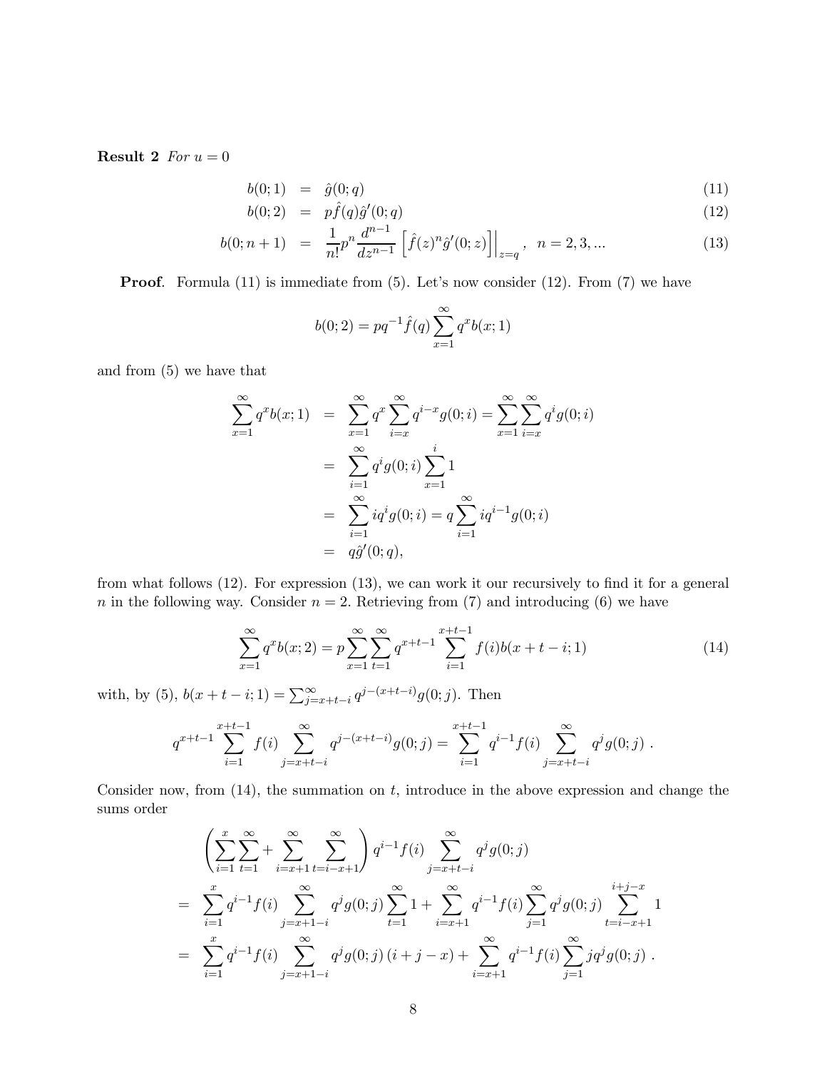**Result 2** *For $u = 0$*

$$
\begin{aligned}
b(0;1) &= \hat{g}(0;q) &(11)\\
b(0;2) &= p\hat{f}(q)\hat{g}'(0;q) &(12)\\
b(0;n+1) &= \frac{1}{n!}p^n \frac{d^{n-1}}{dz^{n-1}}\left[\hat{f}(z)^n \hat{g}'(0;z)\right]\Big|_{z=q}, \quad n = 2,3,... &(13)
\end{aligned}
$$

**Proof**. Formula (11) is immediate from (5). Let's now consider (12). From (7) we have

$$
b(0;2) = pq^{-1}\hat{f}(q)\sum_{x=1}^{\infty} q^x b(x;1)
$$

and from (5) we have that

$$
\begin{aligned}
\sum_{x=1}^{\infty} q^x b(x;1) &= \sum_{x=1}^{\infty} q^x \sum_{i=x}^{\infty} q^{i-x} g(0;i) = \sum_{x=1}^{\infty}\sum_{i=x}^{\infty} q^i g(0;i) \\
&= \sum_{i=1}^{\infty} q^i g(0;i) \sum_{x=1}^{i} 1 \\
&= \sum_{i=1}^{\infty} i q^i g(0;i) = q\sum_{i=1}^{\infty} i q^{i-1} g(0;i) \\
&= q\hat{g}'(0;q),
\end{aligned}
$$

from what follows (12). For expression (13), we can work it our recursively to find it for a general $n$ in the following way. Consider $n = 2$. Retrieving from (7) and introducing (6) we have

$$
\sum_{x=1}^{\infty} q^x b(x;2) = p\sum_{x=1}^{\infty}\sum_{t=1}^{\infty} q^{x+t-1}\sum_{i=1}^{x+t-1} f(i) b(x+t-i;1) \tag{14}
$$

with, by (5), $b(x+t-i;1) = \sum_{j=x+t-i}^{\infty} q^{j-(x+t-i)} g(0;j)$. Then

$$
q^{x+t-1}\sum_{i=1}^{x+t-1} f(i) \sum_{j=x+t-i}^{\infty} q^{j-(x+t-i)} g(0;j) = \sum_{i=1}^{x+t-1} q^{i-1} f(i) \sum_{j=x+t-i}^{\infty} q^j g(0;j)\ .
$$

Consider now, from (14), the summation on $t$, introduce in the above expression and change the sums order

$$
\begin{aligned}
&\left(\sum_{i=1}^{x}\sum_{t=1}^{\infty} + \sum_{i=x+1}^{\infty}\sum_{t=i-x+1}^{\infty}\right) q^{i-1} f(i) \sum_{j=x+t-i}^{\infty} q^j g(0;j) \\
= &\sum_{i=1}^{x} q^{i-1} f(i) \sum_{j=x+1-i}^{\infty} q^j g(0;j) \sum_{t=1} 1 + \sum_{i=x+1}^{\infty} q^{i-1} f(i) \sum_{j=1}^{\infty} q^j g(0;j) \sum_{t=i-x+1}^{i+j-x} 1 \\
= &\sum_{i=1}^{x} q^{i-1} f(i) \sum_{j=x+1-i}^{\infty} q^j g(0;j)\,(i+j-x) + \sum_{i=x+1}^{\infty} q^{i-1} f(i) \sum_{j=1}^{\infty} j q^j g(0;j)\ .
\end{aligned}
$$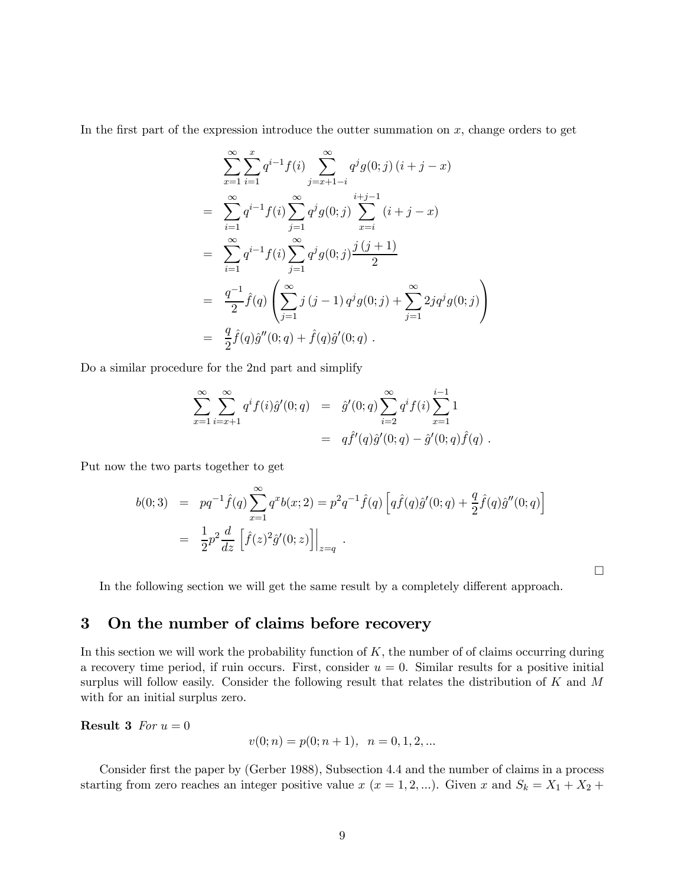In the first part of the expression introduce the outter summation on $x$, change orders to get

$$
\begin{aligned}
&\sum_{x=1}^{\infty}\sum_{i=1}^{x} q^{i-1} f(i) \sum_{j=x+1-i}^{\infty} q^j g(0;j)\,(i+j-x) \\
=\;& \sum_{i=1}^{\infty} q^{i-1} f(i) \sum_{j=1}^{\infty} q^j g(0;j) \sum_{x=i}^{i+j-1} (i+j-x) \\
=\;& \sum_{i=1}^{\infty} q^{i-1} f(i) \sum_{j=1}^{\infty} q^j g(0;j) \frac{j\,(j+1)}{2} \\
=\;& \frac{q^{-1}}{2} \hat{f}(q) \left( \sum_{j=1}^{\infty} j\,(j-1)\, q^j g(0;j) + \sum_{j=1}^{\infty} 2 j q^j g(0;j) \right) \\
=\;& \frac{q}{2} \hat{f}(q) \hat{g}''(0;q) + \hat{f}(q)\hat{g}'(0;q)\ .
\end{aligned}
$$

Do a similar procedure for the 2nd part and simplify

$$
\begin{aligned}
\sum_{x=1}^{\infty}\sum_{i=x+1}^{\infty} q^i f(i) \hat{g}'(0;q) &= \hat{g}'(0;q) \sum_{i=2}^{\infty} q^i f(i) \sum_{x=1}^{i-1} 1 \\
&= q \hat{f}'(q)\hat{g}'(0;q) - \hat{g}'(0;q)\hat{f}(q)\ .
\end{aligned}
$$

Put now the two parts together to get

$$
\begin{aligned}
b(0;3) &= p q^{-1} \hat{f}(q) \sum_{x=1}^{\infty} q^x b(x;2) = p^2 q^{-1} \hat{f}(q) \left[ q \hat{f}(q) \hat{g}'(0;q) + \frac{q}{2} \hat{f}(q) \hat{g}''(0;q) \right] \\
&= \frac{1}{2} p^2 \frac{d}{dz} \left[ \hat{f}(z)^2 \hat{g}'(0;z) \right] \Big|_{z=q}\ .
\end{aligned}
$$

□

In the following section we will get the same result by a completely different approach.

## 3 On the number of claims before recovery

In this section we will work the probability function of $K$, the number of of claims occurring during a recovery time period, if ruin occurs. First, consider $u = 0$. Similar results for a positive initial surplus will follow easily. Consider the following result that relates the distribution of $K$ and $M$ with for an initial surplus zero.

**Result 3** *For* $u = 0$

$$
v(0;n) = p(0;n+1), \quad n = 0, 1, 2, \ldots
$$

Consider first the paper by (Gerber 1988), Subsection 4.4 and the number of claims in a process starting from zero reaches an integer positive value $x$ ($x = 1, 2, \ldots$). Given $x$ and $S_k = X_1 + X_2 +$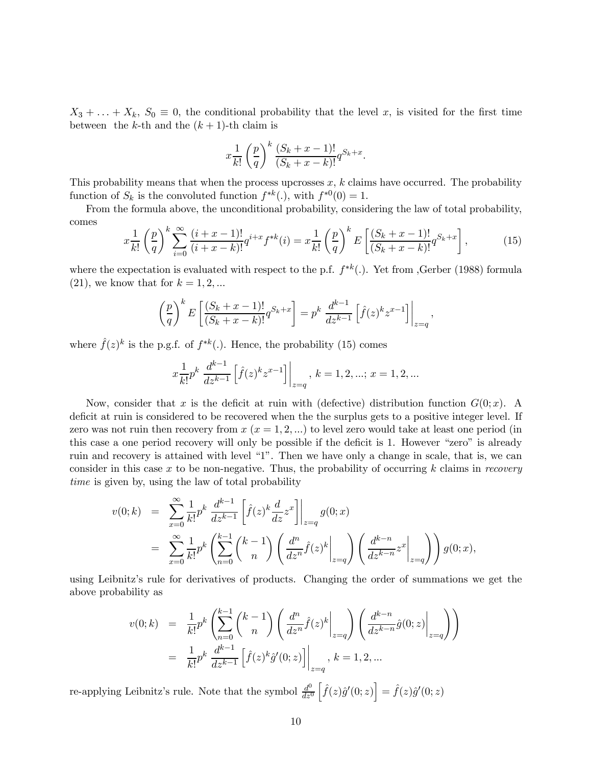$X_3 + \ldots + X_k$, $S_0 \equiv 0$, the conditional probability that the level $x$, is visited for the first time between the $k$-th and the $(k+1)$-th claim is

$$x\frac{1}{k!}\left(\frac{p}{q}\right)^k \frac{(S_k+x-1)!}{(S_k+x-k)!}q^{S_k+x}.$$

This probability means that when the process upcrosses $x$, $k$ claims have occurred. The probability function of $S_k$ is the convoluted function $f^{*k}(.)$, with $f^{*0}(0) = 1$.

From the formula above, the unconditional probability, considering the law of total probability, comes

$$x\frac{1}{k!}\left(\frac{p}{q}\right)^k \sum_{i=0}^{\infty} \frac{(i+x-1)!}{(i+x-k)!}q^{i+x} f^{*k}(i) = x\frac{1}{k!}\left(\frac{p}{q}\right)^k E\left[\frac{(S_k+x-1)!}{(S_k+x-k)!}q^{S_k+x}\right], \tag{15}$$

where the expectation is evaluated with respect to the p.f. $f^{*k}(.)$. Yet from ,Gerber (1988) formula (21), we know that for $k = 1, 2, \ldots$

$$\left(\frac{p}{q}\right)^k E\left[\frac{(S_k+x-1)!}{(S_k+x-k)!}q^{S_k+x}\right] = p^k \left.\frac{d^{k-1}}{dz^{k-1}}\left[\hat{f}(z)^k z^{x-1}\right]\right|_{z=q},$$

where $\hat{f}(z)^k$ is the p.g.f. of $f^{*k}(.)$. Hence, the probability (15) comes

$$x\frac{1}{k!}p^k \left.\frac{d^{k-1}}{dz^{k-1}}\left[\hat{f}(z)^k z^{x-1}\right]\right|_{z=q},\ k = 1, 2, \ldots;\ x = 1, 2, \ldots$$

Now, consider that $x$ is the deficit at ruin with (defective) distribution function $G(0; x)$. A deficit at ruin is considered to be recovered when the the surplus gets to a positive integer level. If zero was not ruin then recovery from $x$ ($x = 1, 2, \ldots$) to level zero would take at least one period (in this case a one period recovery will only be possible if the deficit is 1. However "zero" is already ruin and recovery is attained with level "1". Then we have only a change in scale, that is, we can consider in this case $x$ to be non-negative. Thus, the probability of occurring $k$ claims in *recovery time* is given by, using the law of total probability

$$\begin{aligned}
v(0;k) &= \sum_{x=0}^{\infty} \frac{1}{k!}p^k \left.\frac{d^{k-1}}{dz^{k-1}}\left[\hat{f}(z)^k \frac{d}{dz}z^x\right]\right|_{z=q} g(0;x) \\
&= \sum_{x=0}^{\infty} \frac{1}{k!}p^k \left(\sum_{n=0}^{k-1}\binom{k-1}{n}\left(\left.\frac{d^n}{dz^n}\hat{f}(z)^k\right|_{z=q}\right)\left(\left.\frac{d^{k-n}}{dz^{k-n}}z^x\right|_{z=q}\right)\right) g(0;x),
\end{aligned}$$

using Leibnitz's rule for derivatives of products. Changing the order of summations we get the above probability as

$$\begin{aligned}
v(0;k) &= \frac{1}{k!}p^k \left(\sum_{n=0}^{k-1}\binom{k-1}{n}\left(\left.\frac{d^n}{dz^n}\hat{f}(z)^k\right|_{z=q}\right)\left(\left.\frac{d^{k-n}}{dz^{k-n}}\hat{g}(0;z)\right|_{z=q}\right)\right) \\
&= \frac{1}{k!}p^k \left.\frac{d^{k-1}}{dz^{k-1}}\left[\hat{f}(z)^k \hat{g}'(0;z)\right]\right|_{z=q},\ k = 1, 2, \ldots
\end{aligned}$$

re-applying Leibnitz's rule. Note that the symbol $\frac{d^0}{dz^0}\left[\hat{f}(z)\hat{g}'(0;z)\right] = \hat{f}(z)\hat{g}'(0;z)$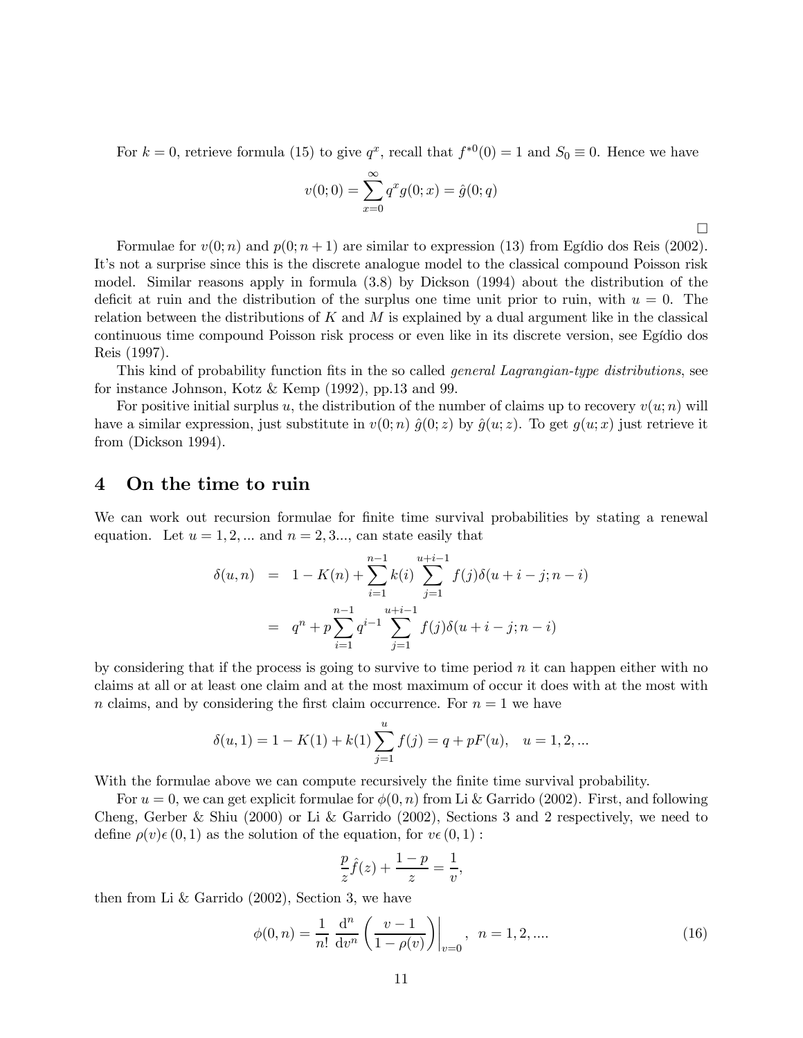For $k = 0$, retrieve formula (15) to give $q^x$, recall that $f^{*0}(0) = 1$ and $S_0 \equiv 0$. Hence we have

$$v(0;0) = \sum_{x=0}^{\infty} q^x g(0;x) = \hat{g}(0;q)$$

□

Formulae for $v(0;n)$ and $p(0;n+1)$ are similar to expression (13) from Egídio dos Reis (2002). It's not a surprise since this is the discrete analogue model to the classical compound Poisson risk model. Similar reasons apply in formula (3.8) by Dickson (1994) about the distribution of the deficit at ruin and the distribution of the surplus one time unit prior to ruin, with $u = 0$. The relation between the distributions of $K$ and $M$ is explained by a dual argument like in the classical continuous time compound Poisson risk process or even like in its discrete version, see Egídio dos Reis (1997).

This kind of probability function fits in the so called *general Lagrangian-type distributions*, see for instance Johnson, Kotz & Kemp (1992), pp.13 and 99.

For positive initial surplus $u$, the distribution of the number of claims up to recovery $v(u;n)$ will have a similar expression, just substitute in $v(0;n)$ $\hat{g}(0;z)$ by $\hat{g}(u;z)$. To get $g(u;x)$ just retrieve it from (Dickson 1994).

# 4 On the time to ruin

We can work out recursion formulae for finite time survival probabilities by stating a renewal equation. Let $u = 1, 2, ...$ and $n = 2, 3...$, can state easily that

$$\begin{aligned}
\delta(u,n) &= 1 - K(n) + \sum_{i=1}^{n-1} k(i) \sum_{j=1}^{u+i-1} f(j)\delta(u+i-j;n-i) \\
&= q^n + p\sum_{i=1}^{n-1} q^{i-1} \sum_{j=1}^{u+i-1} f(j)\delta(u+i-j;n-i)
\end{aligned}$$

by considering that if the process is going to survive to time period $n$ it can happen either with no claims at all or at least one claim and at the most maximum of occur it does with at the most with $n$ claims, and by considering the first claim occurrence. For $n = 1$ we have

$$\delta(u,1) = 1 - K(1) + k(1)\sum_{j=1}^{u} f(j) = q + pF(u), \quad u = 1, 2, ...$$

With the formulae above we can compute recursively the finite time survival probability.

For $u = 0$, we can get explicit formulae for $\phi(0,n)$ from Li & Garrido (2002). First, and following Cheng, Gerber & Shiu (2000) or Li & Garrido (2002), Sections 3 and 2 respectively, we need to define $\rho(v) \epsilon (0,1)$ as the solution of the equation, for $v \epsilon (0,1)$ :

$$\frac{p}{z}\hat{f}(z) + \frac{1-p}{z} = \frac{1}{v},$$

then from Li & Garrido (2002), Section 3, we have

$$\phi(0,n) = \frac{1}{n!} \frac{\mathrm{d}^n}{\mathrm{d}v^n} \left( \frac{v-1}{1-\rho(v)} \right) \bigg|_{v=0}, \quad n = 1, 2, .... \tag{16}$$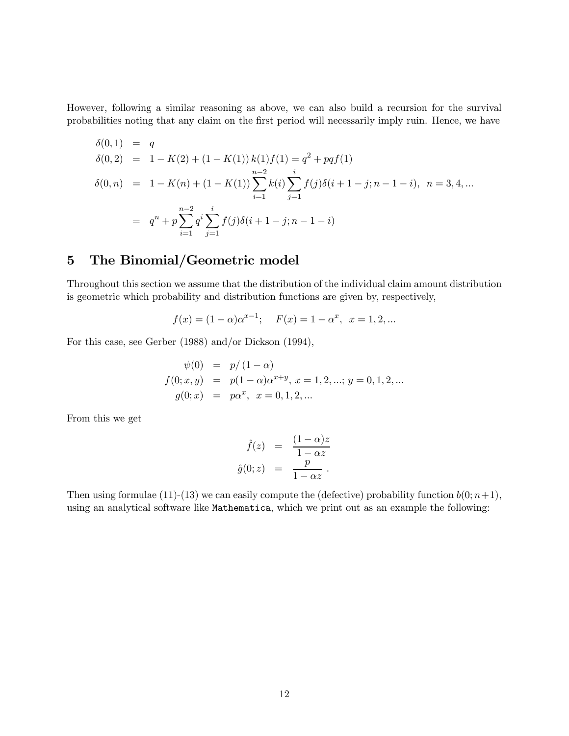However, following a similar reasoning as above, we can also build a recursion for the survival probabilities noting that any claim on the first period will necessarily imply ruin. Hence, we have

$$
\begin{aligned}
\delta(0,1) &= q \\
\delta(0,2) &= 1 - K(2) + (1 - K(1))\, k(1) f(1) = q^2 + pqf(1) \\
\delta(0,n) &= 1 - K(n) + (1 - K(1)) \sum_{i=1}^{n-2} k(i) \sum_{j=1}^{i} f(j) \delta(i+1-j; n-1-i), \;\; n = 3, 4, ... \\
&= q^n + p \sum_{i=1}^{n-2} q^i \sum_{j=1}^{i} f(j) \delta(i+1-j; n-1-i)
\end{aligned}
$$

## 5 The Binomial/Geometric model

Throughout this section we assume that the distribution of the individual claim amount distribution is geometric which probability and distribution functions are given by, respectively,

$$
f(x) = (1-\alpha)\alpha^{x-1}; \quad F(x) = 1 - \alpha^x, \;\; x = 1, 2, ...
$$

For this case, see Gerber (1988) and/or Dickson (1994),

$$
\begin{aligned}
\psi(0) &= p/(1-\alpha) \\
f(0; x, y) &= p(1-\alpha)\alpha^{x+y}, \; x = 1, 2, ...; \; y = 0, 1, 2, ... \\
g(0; x) &= p\alpha^x, \;\; x = 0, 1, 2, ...
\end{aligned}
$$

From this we get

$$
\begin{aligned}
\hat{f}(z) &= \frac{(1-\alpha)z}{1-\alpha z} \\
\hat{g}(0; z) &= \frac{p}{1-\alpha z} \, .
\end{aligned}
$$

Then using formulae (11)-(13) we can easily compute the (defective) probability function $b(0; n+1)$, using an analytical software like `Mathematica`, which we print out as an example the following: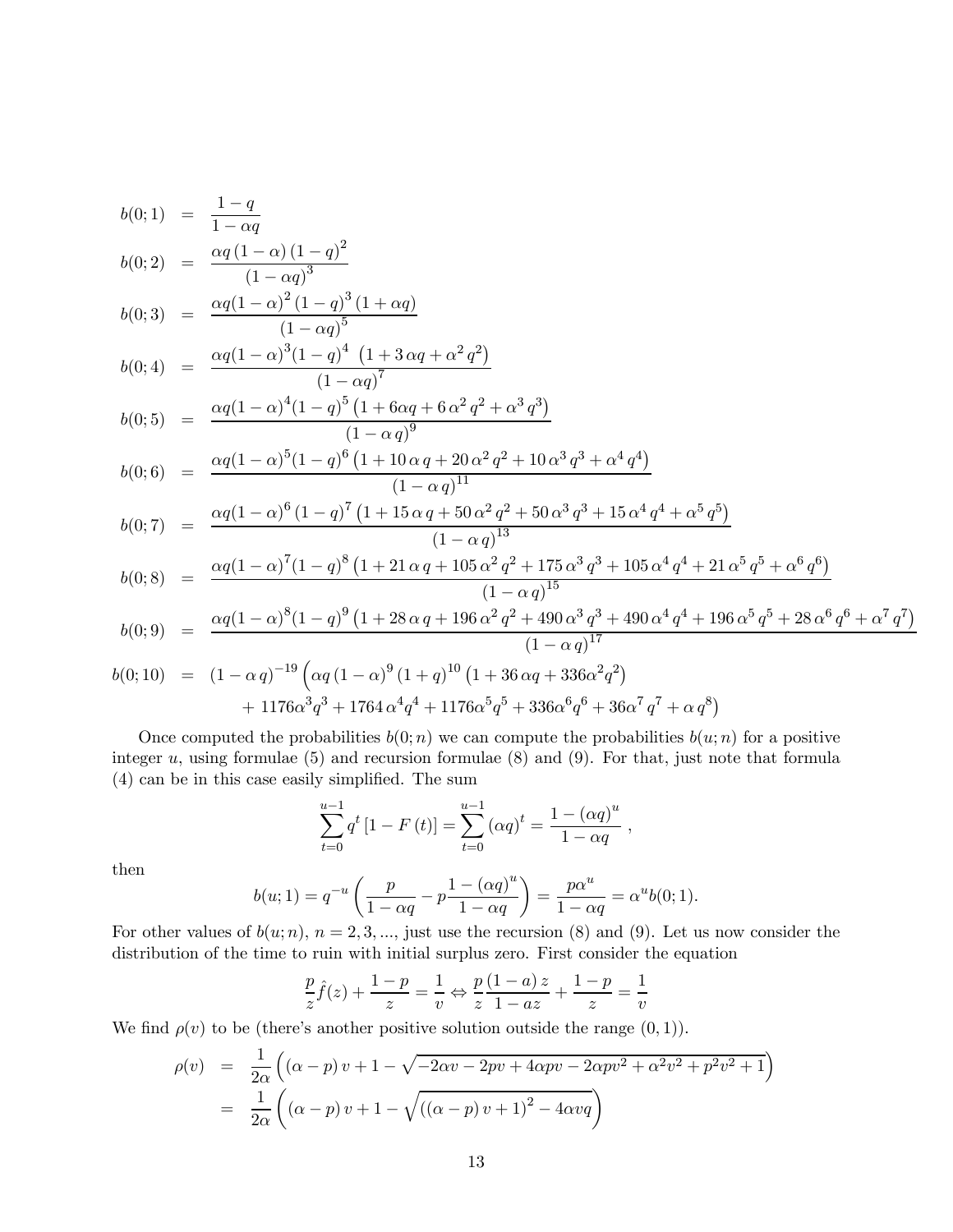$$
\begin{aligned}
b(0;1) &= \frac{1-q}{1-\alpha q} \\
b(0;2) &= \frac{\alpha q\,(1-\alpha)\,(1-q)^2}{(1-\alpha q)^3} \\
b(0;3) &= \frac{\alpha q(1-\alpha)^2\,(1-q)^3\,(1+\alpha q)}{(1-\alpha q)^5} \\
b(0;4) &= \frac{\alpha q(1-\alpha)^3(1-q)^4\,\left(1+3\,\alpha q+\alpha^2\,q^2\right)}{(1-\alpha q)^7} \\
b(0;5) &= \frac{\alpha q(1-\alpha)^4(1-q)^5\left(1+6\alpha q+6\,\alpha^2\,q^2+\alpha^3\,q^3\right)}{(1-\alpha\,q)^9} \\
b(0;6) &= \frac{\alpha q(1-\alpha)^5(1-q)^6\left(1+10\,\alpha\,q+20\,\alpha^2\,q^2+10\,\alpha^3\,q^3+\alpha^4\,q^4\right)}{(1-\alpha\,q)^{11}} \\
b(0;7) &= \frac{\alpha q(1-\alpha)^6\,(1-q)^7\left(1+15\,\alpha\,q+50\,\alpha^2\,q^2+50\,\alpha^3\,q^3+15\,\alpha^4\,q^4+\alpha^5\,q^5\right)}{(1-\alpha\,q)^{13}} \\
b(0;8) &= \frac{\alpha q(1-\alpha)^7(1-q)^8\left(1+21\,\alpha\,q+105\,\alpha^2\,q^2+175\,\alpha^3\,q^3+105\,\alpha^4\,q^4+21\,\alpha^5\,q^5+\alpha^6\,q^6\right)}{(1-\alpha\,q)^{15}} \\
b(0;9) &= \frac{\alpha q(1-\alpha)^8(1-q)^9\left(1+28\,\alpha\,q+196\,\alpha^2\,q^2+490\,\alpha^3\,q^3+490\,\alpha^4\,q^4+196\,\alpha^5\,q^5+28\,\alpha^6\,q^6+\alpha^7\,q^7\right)}{(1-\alpha\,q)^{17}} \\
b(0;10) &= (1-\alpha\,q)^{-19}\Big(\alpha q\,(1-\alpha)^9\,(1+q)^{10}\left(1+36\,\alpha q+336\alpha^2q^2\right) \\
&\qquad +1176\alpha^3q^3+1764\,\alpha^4q^4+1176\alpha^5q^5+336\alpha^6q^6+36\alpha^7\,q^7+\alpha\,q^8\Big)
\end{aligned}
$$

Once computed the probabilities $b(0;n)$ we can compute the probabilities $b(u;n)$ for a positive integer $u$, using formulae (5) and recursion formulae (8) and (9). For that, just note that formula (4) can be in this case easily simplified. The sum

$$
\sum_{t=0}^{u-1} q^t\left[1-F(t)\right]=\sum_{t=0}^{u-1}(\alpha q)^t=\frac{1-(\alpha q)^u}{1-\alpha q}\ ,
$$

then

$$
b(u;1)=q^{-u}\left(\frac{p}{1-\alpha q}-p\frac{1-(\alpha q)^u}{1-\alpha q}\right)=\frac{p\alpha^u}{1-\alpha q}=\alpha^u b(0;1).
$$

For other values of $b(u;n)$, $n=2,3,...$, just use the recursion (8) and (9). Let us now consider the distribution of the time to ruin with initial surplus zero. First consider the equation

$$
\frac{p}{z}\hat{f}(z)+\frac{1-p}{z}=\frac{1}{v}\Leftrightarrow\frac{p}{z}\frac{(1-a)\,z}{1-az}+\frac{1-p}{z}=\frac{1}{v}
$$

We find $\rho(v)$ to be (there's another positive solution outside the range $(0,1)$).

$$
\begin{aligned}
\rho(v) &= \frac{1}{2\alpha}\left((\alpha-p)\,v+1-\sqrt{-2\alpha v-2pv+4\alpha pv-2\alpha pv^2+\alpha^2v^2+p^2v^2+1}\right) \\
&= \frac{1}{2\alpha}\left((\alpha-p)\,v+1-\sqrt{\left((\alpha-p)\,v+1\right)^2-4\alpha vq}\right)
\end{aligned}
$$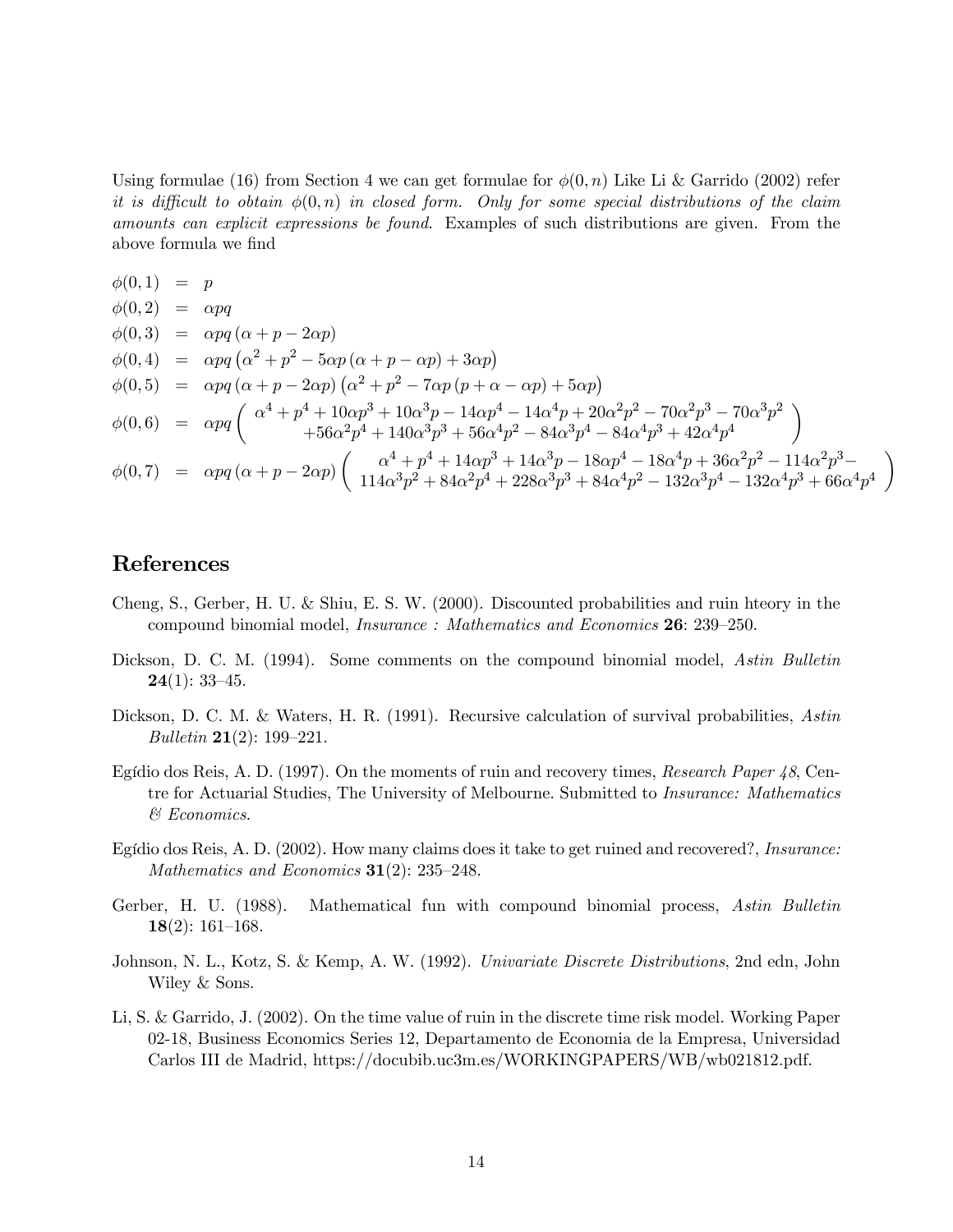Using formulae (16) from Section 4 we can get formulae for $\phi(0,n)$ Like Li & Garrido (2002) refer *it is difficult to obtain $\phi(0,n)$ in closed form. Only for some special distributions of the claim amounts can explicit expressions be found*. Examples of such distributions are given. From the above formula we find

$$
\begin{aligned}
\phi(0,1) &= p \\
\phi(0,2) &= \alpha pq \\
\phi(0,3) &= \alpha pq\left(\alpha + p - 2\alpha p\right) \\
\phi(0,4) &= \alpha pq\left(\alpha^2 + p^2 - 5\alpha p\left(\alpha + p - \alpha p\right) + 3\alpha p\right) \\
\phi(0,5) &= \alpha pq\left(\alpha + p - 2\alpha p\right)\left(\alpha^2 + p^2 - 7\alpha p\left(p + \alpha - \alpha p\right) + 5\alpha p\right) \\
\phi(0,6) &= \alpha pq\left(\begin{array}{c} \alpha^4 + p^4 + 10\alpha p^3 + 10\alpha^3 p - 14\alpha p^4 - 14\alpha^4 p + 20\alpha^2 p^2 - 70\alpha^2 p^3 - 70\alpha^3 p^2 \\ +56\alpha^2 p^4 + 140\alpha^3 p^3 + 56\alpha^4 p^2 - 84\alpha^3 p^4 - 84\alpha^4 p^3 + 42\alpha^4 p^4 \end{array}\right) \\
\phi(0,7) &= \alpha pq\left(\alpha + p - 2\alpha p\right)\left(\begin{array}{c} \alpha^4 + p^4 + 14\alpha p^3 + 14\alpha^3 p - 18\alpha p^4 - 18\alpha^4 p + 36\alpha^2 p^2 - 114\alpha^2 p^3 - \\ 114\alpha^3 p^2 + 84\alpha^2 p^4 + 228\alpha^3 p^3 + 84\alpha^4 p^2 - 132\alpha^3 p^4 - 132\alpha^4 p^3 + 66\alpha^4 p^4 \end{array}\right)
\end{aligned}
$$

## References

Cheng, S., Gerber, H. U. & Shiu, E. S. W. (2000). Discounted probabilities and ruin hteory in the compound binomial model, *Insurance : Mathematics and Economics* **26**: 239–250.

Dickson, D. C. M. (1994). Some comments on the compound binomial model, *Astin Bulletin* **24**(1): 33–45.

Dickson, D. C. M. & Waters, H. R. (1991). Recursive calculation of survival probabilities, *Astin Bulletin* **21**(2): 199–221.

Egídio dos Reis, A. D. (1997). On the moments of ruin and recovery times, *Research Paper 48*, Centre for Actuarial Studies, The University of Melbourne. Submitted to *Insurance: Mathematics & Economics*.

Egídio dos Reis, A. D. (2002). How many claims does it take to get ruined and recovered?, *Insurance: Mathematics and Economics* **31**(2): 235–248.

Gerber, H. U. (1988). Mathematical fun with compound binomial process, *Astin Bulletin* **18**(2): 161–168.

Johnson, N. L., Kotz, S. & Kemp, A. W. (1992). *Univariate Discrete Distributions*, 2nd edn, John Wiley & Sons.

Li, S. & Garrido, J. (2002). On the time value of ruin in the discrete time risk model. Working Paper 02-18, Business Economics Series 12, Departamento de Economia de la Empresa, Universidad Carlos III de Madrid, https://docubib.uc3m.es/WORKINGPAPERS/WB/wb021812.pdf.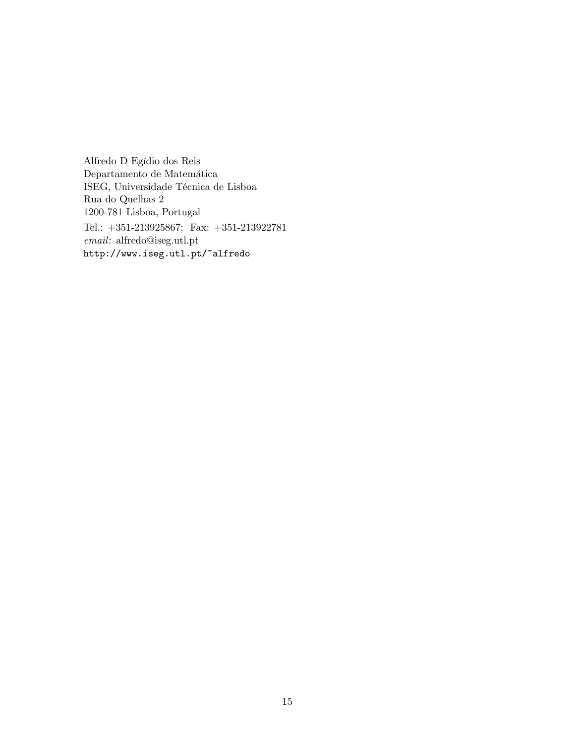Alfredo D Egídio dos Reis
Departamento de Matemática
ISEG, Universidade Técnica de Lisboa
Rua do Quelhas 2
1200-781 Lisboa, Portugal
Tel.: +351-213925867; Fax: +351-213922781
*email*: alfredo@iseg.utl.pt
`http://www.iseg.utl.pt/~alfredo`